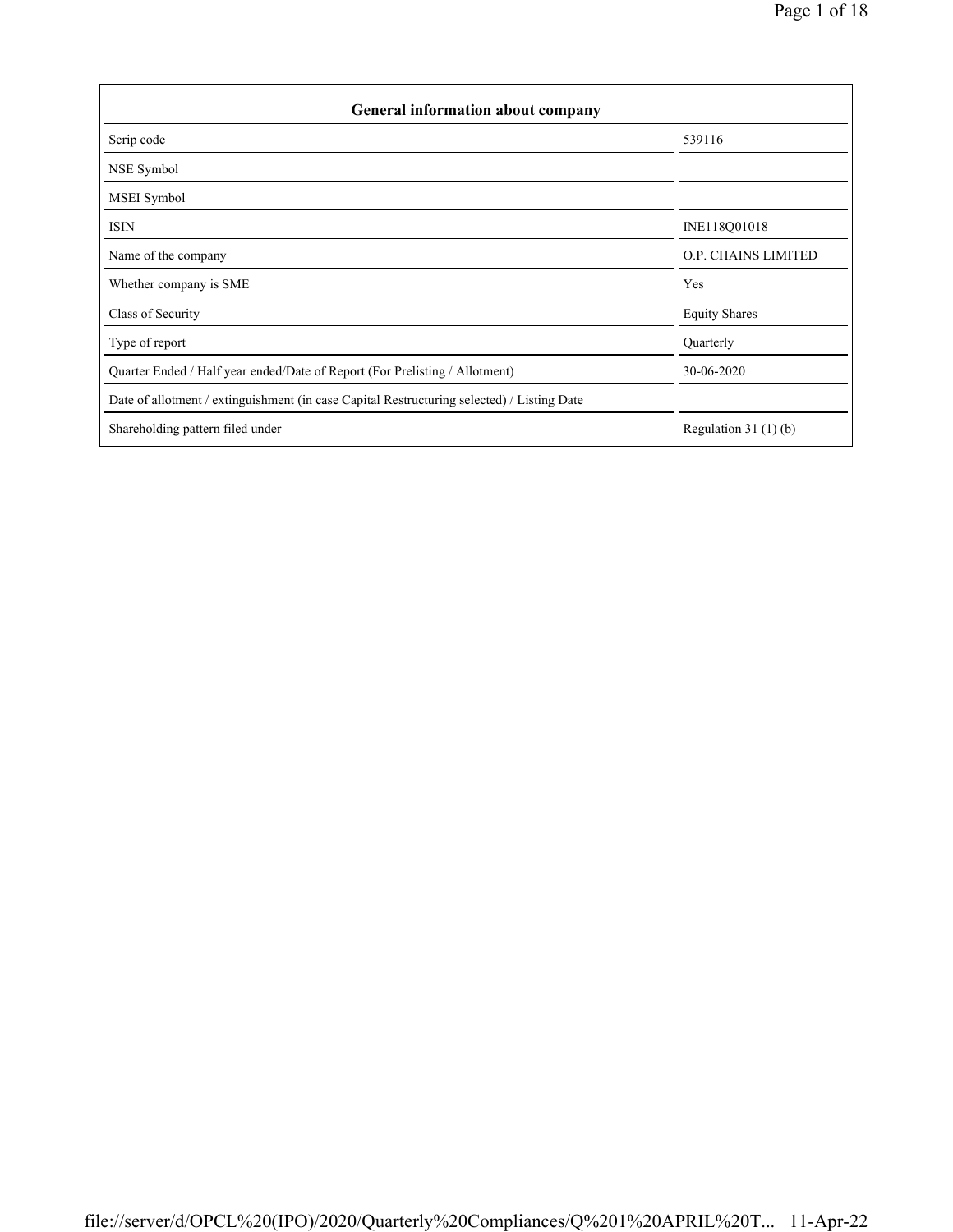| General information about company | |
|---|---|
| Scrip code | 539116 |
| NSE Symbol | |
| MSEI Symbol | |
| ISIN | INE118Q01018 |
| Name of the company | O.P. CHAINS LIMITED |
| Whether company is SME | Yes |
| Class of Security | Equity Shares |
| Type of report | Quarterly |
| Quarter Ended / Half year ended/Date of Report (For Prelisting / Allotment) | 30-06-2020 |
| Date of allotment / extinguishment (in case Capital Restructuring selected) / Listing Date | |
| Shareholding pattern filed under | Regulation 31 (1) (b) |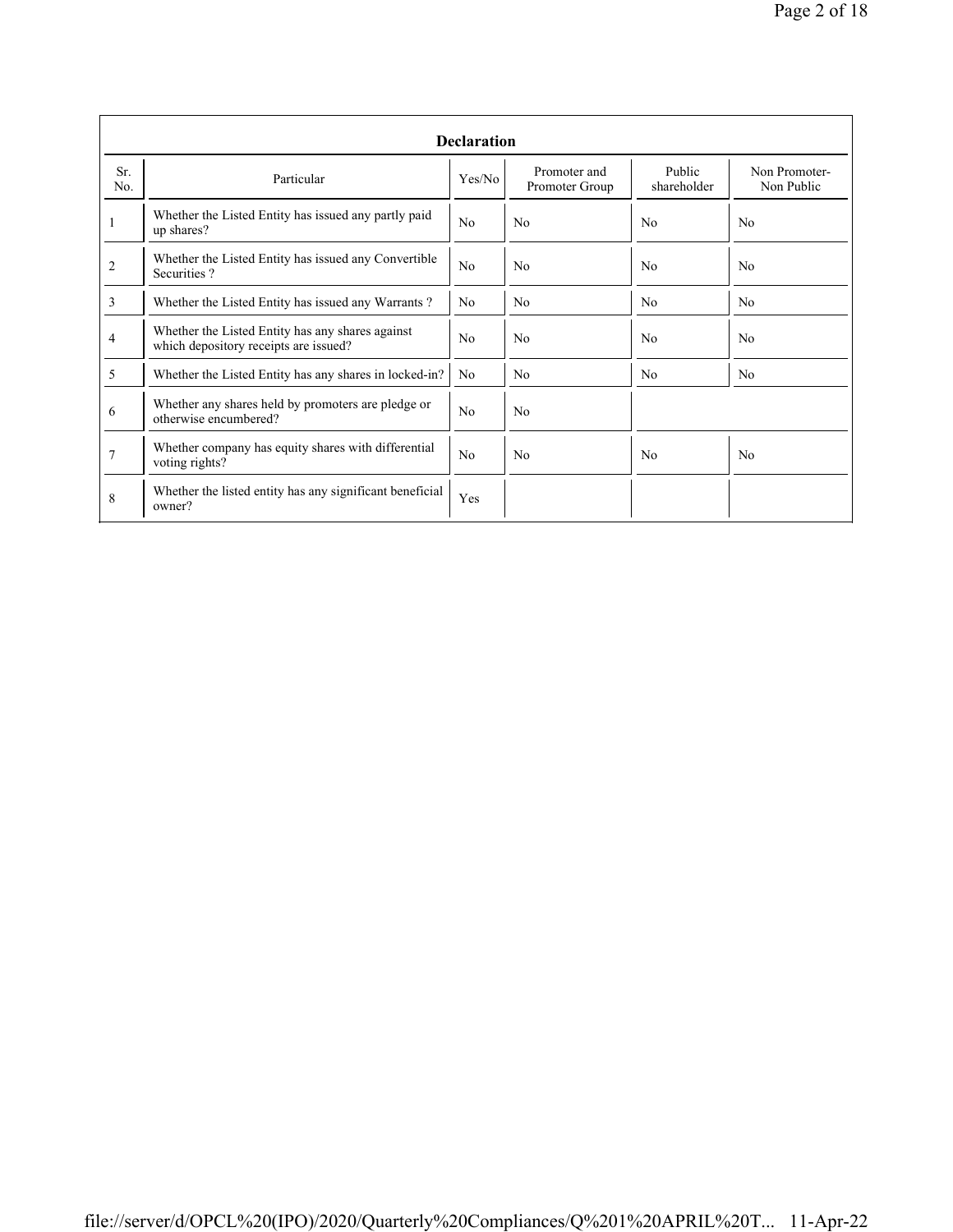**Declaration**

| Sr. No. | Particular | Yes/No | Promoter and Promoter Group | Public shareholder | Non Promoter- Non Public |
|---|---|---|---|---|---|
| 1 | Whether the Listed Entity has issued any partly paid up shares? | No | No | No | No |
| 2 | Whether the Listed Entity has issued any Convertible Securities ? | No | No | No | No |
| 3 | Whether the Listed Entity has issued any Warrants ? | No | No | No | No |
| 4 | Whether the Listed Entity has any shares against which depository receipts are issued? | No | No | No | No |
| 5 | Whether the Listed Entity has any shares in locked-in? | No | No | No | No |
| 6 | Whether any shares held by promoters are pledge or otherwise encumbered? | No | No | | |
| 7 | Whether company has equity shares with differential voting rights? | No | No | No | No |
| 8 | Whether the listed entity has any significant beneficial owner? | Yes | | | |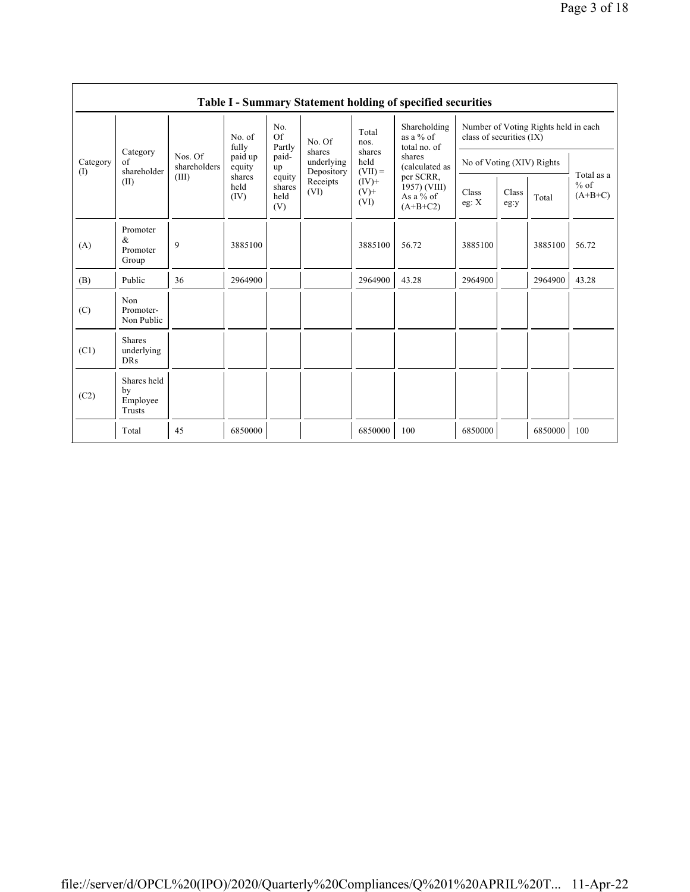## Table I - Summary Statement holding of specified securities

| Category (I) | Category of shareholder (II) | Nos. Of shareholders (III) | No. of fully paid up equity shares held (IV) | No. Of Partly paid-up equity shares held (V) | No. Of shares underlying Depository Receipts (VI) | Total nos. shares held (VII) = (IV)+ (V)+ (VI) | Shareholding as a % of total no. of shares (calculated as per SCRR, 1957) (VIII) As a % of (A+B+C2) | Number of Voting Rights held in each class of securities (IX) | | | |
|---|---|---|---|---|---|---|---|---|---|---|---|
| | | | | | | | | No of Voting (XIV) Rights | | | Total as a % of (A+B+C) |
| | | | | | | | | Class eg: X | Class eg:y | Total | |
| (A) | Promoter & Promoter Group | 9 | 3885100 | | | 3885100 | 56.72 | 3885100 | | 3885100 | 56.72 |
| (B) | Public | 36 | 2964900 | | | 2964900 | 43.28 | 2964900 | | 2964900 | 43.28 |
| (C) | Non Promoter- Non Public | | | | | | | | | | |
| (C1) | Shares underlying DRs | | | | | | | | | | |
| (C2) | Shares held by Employee Trusts | | | | | | | | | | |
| | Total | 45 | 6850000 | | | 6850000 | 100 | 6850000 | | 6850000 | 100 |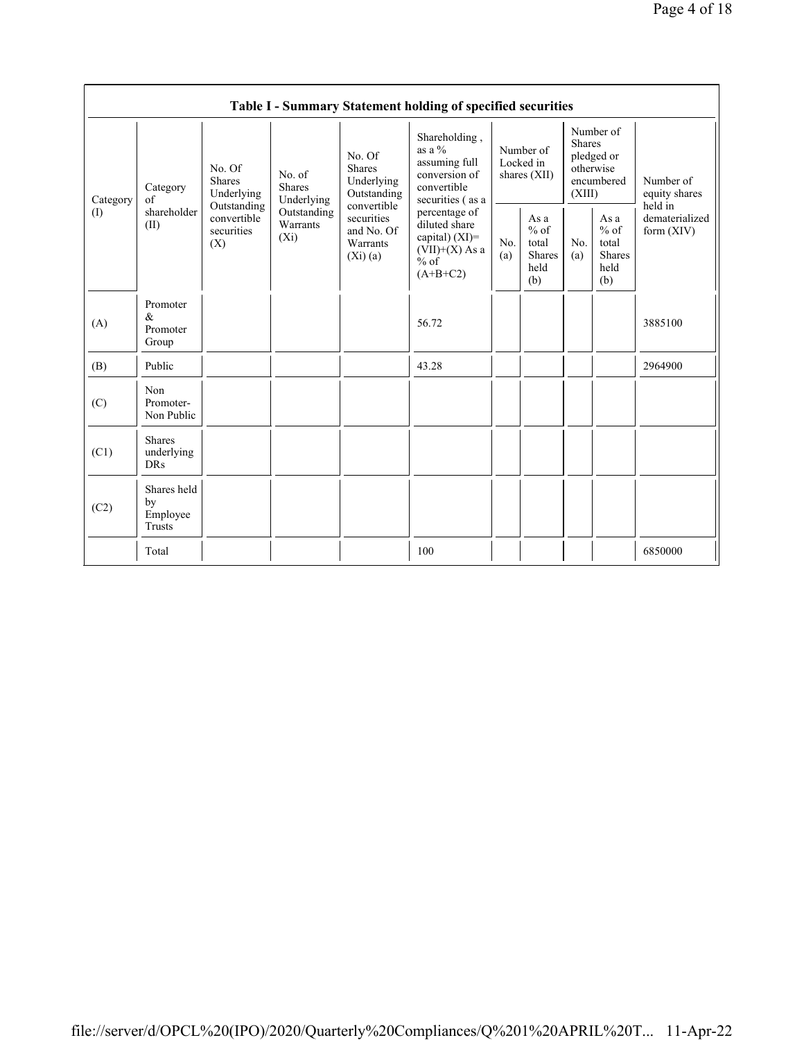## Table I - Summary Statement holding of specified securities

| Category (I) | Category of shareholder (II) | No. Of Shares Underlying Outstanding convertible securities (X) | No. of Shares Underlying Outstanding Warrants (Xi) | No. Of Shares Underlying Outstanding convertible securities and No. Of Warrants (Xi) (a) | Shareholding , as a % assuming full conversion of convertible securities ( as a percentage of diluted share capital) (XI)= (VII)+(X) As a % of (A+B+C2) | Number of Locked in shares (XII) | | Number of Shares pledged or otherwise encumbered (XIII) | | Number of equity shares held in dematerialized form (XIV) |
|---|---|---|---|---|---|---|---|---|---|---|
| | | | | | | No. (a) | As a % of total Shares held (b) | No. (a) | As a % of total Shares held (b) | |
| (A) | Promoter & Promoter Group | | | | 56.72 | | | | | 3885100 |
| (B) | Public | | | | 43.28 | | | | | 2964900 |
| (C) | Non Promoter- Non Public | | | | | | | | | |
| (C1) | Shares underlying DRs | | | | | | | | | |
| (C2) | Shares held by Employee Trusts | | | | | | | | | |
| | Total | | | | 100 | | | | | 6850000 |

file://server/d/OPCL%20(IPO)/2020/Quarterly%20Compliances/Q%201%20APRIL%20T... 11-Apr-22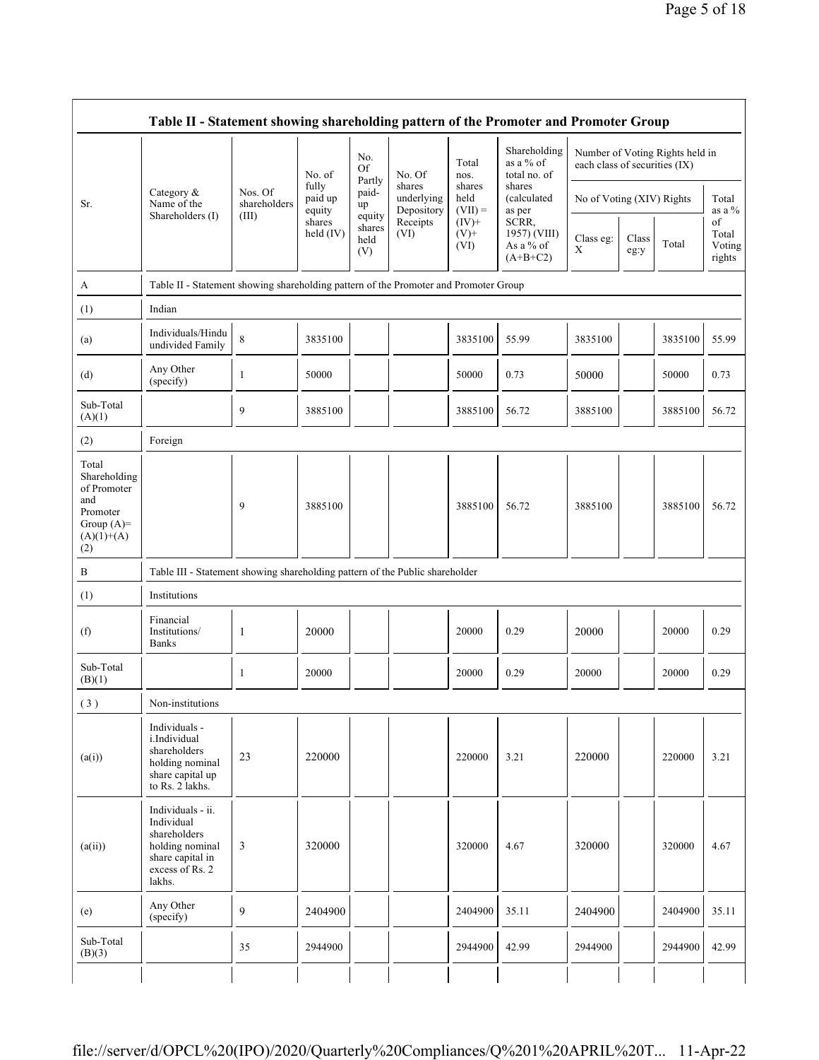| Table II - Statement showing shareholding pattern of the Promoter and Promoter Group | | | | | | | | | | | | |
|---|---|---|---|---|---|---|---|---|---|---|---|---|
| Sr. | Category & Name of the Shareholders (I) | Nos. Of shareholders (III) | No. of fully paid up equity shares held (IV) | No. Of Partly paid-up equity shares held (V) | No. Of shares underlying Depository Receipts (VI) | Total nos. shares held (VII) = (IV)+ (V)+ (VI) | Shareholding as a % of total no. of shares (calculated as per SCRR, 1957) (VIII) As a % of (A+B+C2) | Number of Voting Rights held in each class of securities (IX) | | | |
| | | | | | | | | No of Voting (XIV) Rights | | | Total as a % of Total Voting rights |
| | | | | | | | | Class eg: X | Class eg:y | Total | |
| A | Table II - Statement showing shareholding pattern of the Promoter and Promoter Group | | | | | | | | | | |
| (1) | Indian | | | | | | | | | | |
| (a) | Individuals/Hindu undivided Family | 8 | 3835100 | | | 3835100 | 55.99 | 3835100 | | 3835100 | 55.99 |
| (d) | Any Other (specify) | 1 | 50000 | | | 50000 | 0.73 | 50000 | | 50000 | 0.73 |
| Sub-Total (A)(1) | | 9 | 3885100 | | | 3885100 | 56.72 | 3885100 | | 3885100 | 56.72 |
| (2) | Foreign | | | | | | | | | | |
| Total Shareholding of Promoter and Promoter Group (A)= (A)(1)+(A)(2) | | 9 | 3885100 | | | 3885100 | 56.72 | 3885100 | | 3885100 | 56.72 |
| B | Table III - Statement showing shareholding pattern of the Public shareholder | | | | | | | | | | |
| (1) | Institutions | | | | | | | | | | |
| (f) | Financial Institutions/ Banks | 1 | 20000 | | | 20000 | 0.29 | 20000 | | 20000 | 0.29 |
| Sub-Total (B)(1) | | 1 | 20000 | | | 20000 | 0.29 | 20000 | | 20000 | 0.29 |
| (3) | Non-institutions | | | | | | | | | | |
| (a(i)) | Individuals - i.Individual shareholders holding nominal share capital up to Rs. 2 lakhs. | 23 | 220000 | | | 220000 | 3.21 | 220000 | | 220000 | 3.21 |
| (a(ii)) | Individuals - ii. Individual shareholders holding nominal share capital in excess of Rs. 2 lakhs. | 3 | 320000 | | | 320000 | 4.67 | 320000 | | 320000 | 4.67 |
| (e) | Any Other (specify) | 9 | 2404900 | | | 2404900 | 35.11 | 2404900 | | 2404900 | 35.11 |
| Sub-Total (B)(3) | | 35 | 2944900 | | | 2944900 | 42.99 | 2944900 | | 2944900 | 42.99 |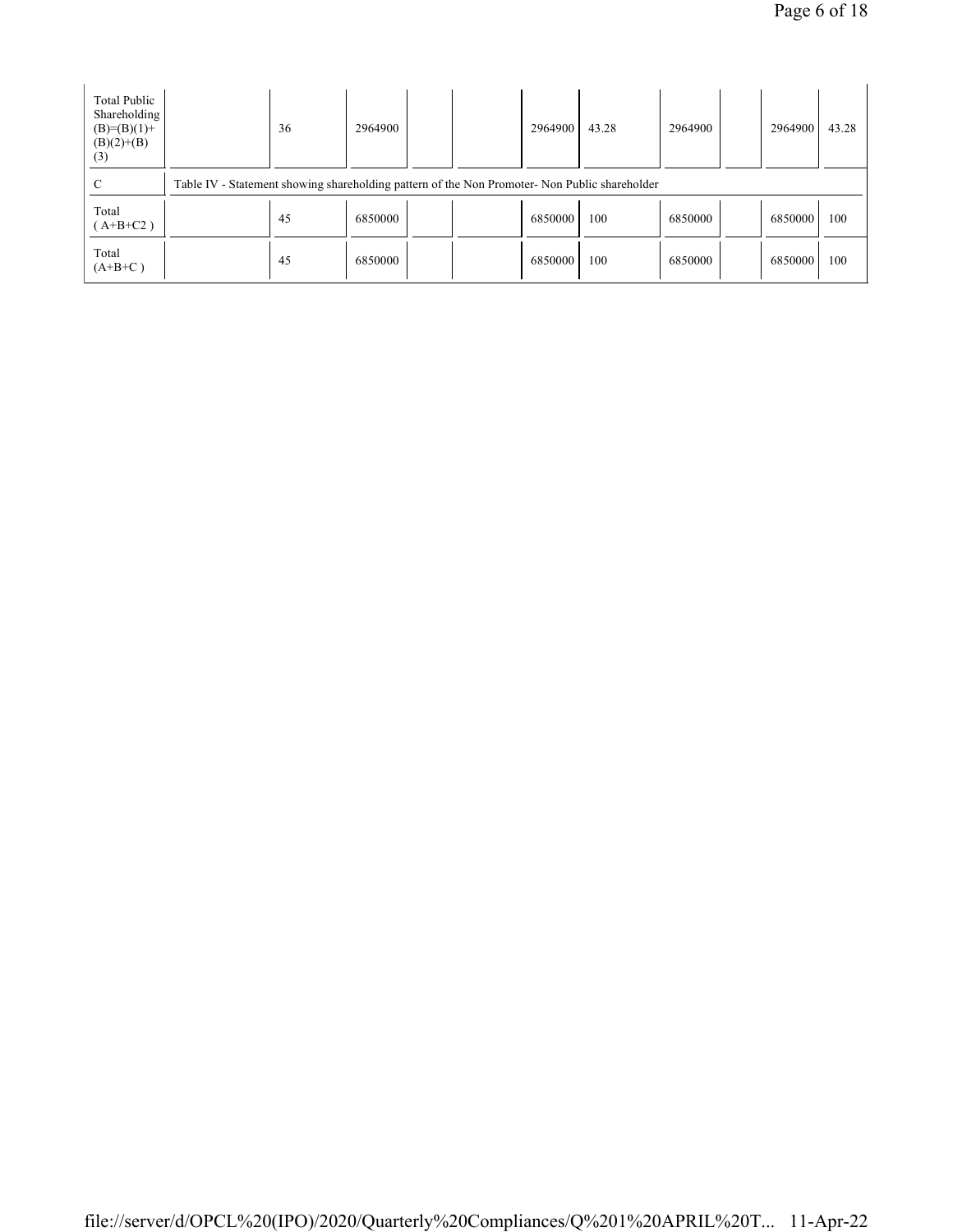| | | | | | | | | | | | |
|---|---|---|---|---|---|---|---|---|---|---|---|
| Total Public Shareholding (B)=(B)(1)+(B)(2)+(B)(3) | | 36 | 2964900 | | | 2964900 | 43.28 | 2964900 | | 2964900 | 43.28 |
| C | Table IV - Statement showing shareholding pattern of the Non Promoter- Non Public shareholder | | | | | | | | | | |
| Total ( A+B+C2 ) | | 45 | 6850000 | | | 6850000 | 100 | 6850000 | | 6850000 | 100 |
| Total (A+B+C ) | | 45 | 6850000 | | | 6850000 | 100 | 6850000 | | 6850000 | 100 |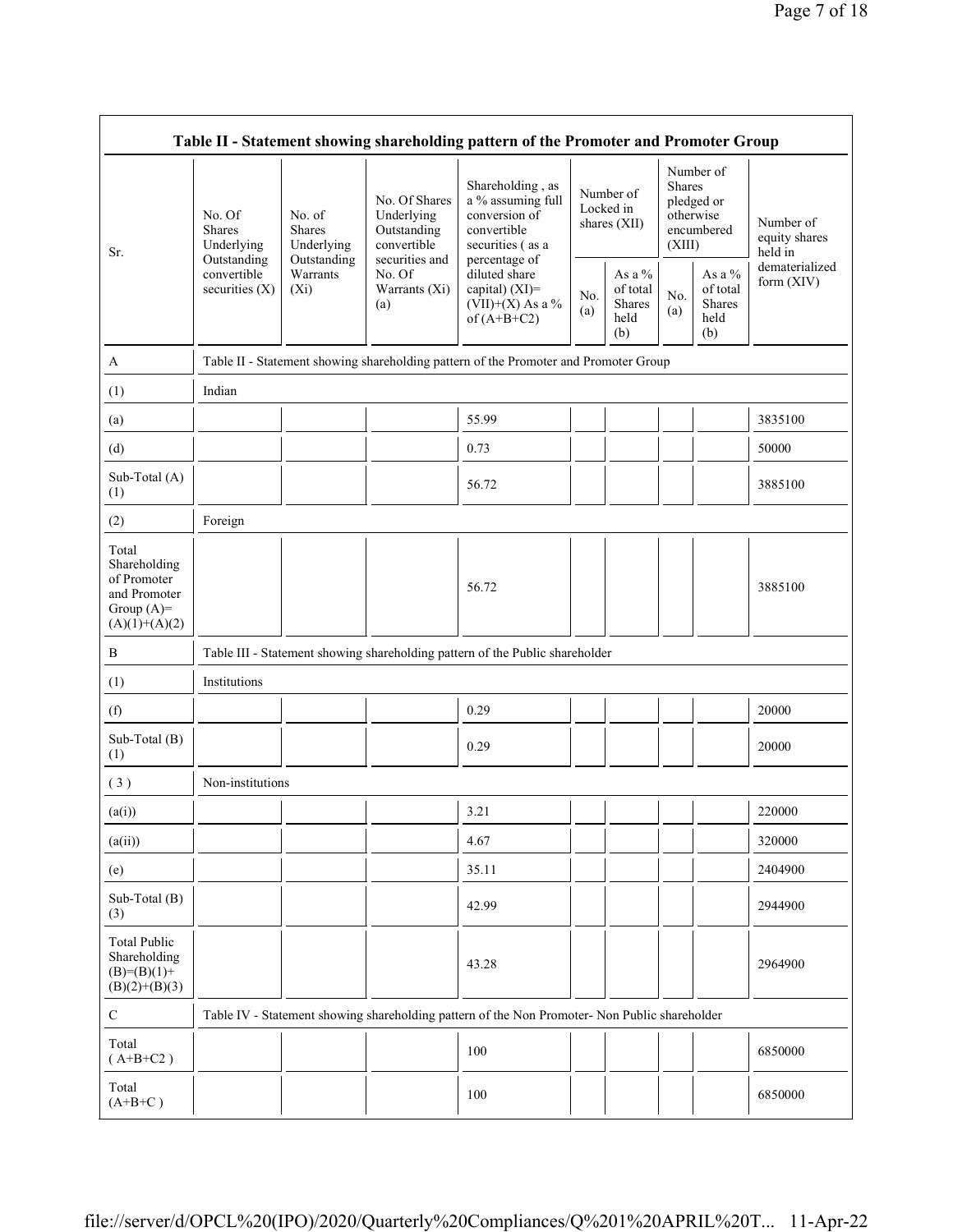| Table II - Statement showing shareholding pattern of the Promoter and Promoter Group | | | | | | | | | |
|---|---|---|---|---|---|---|---|---|---|
| Sr. | No. Of Shares Underlying Outstanding convertible securities (X) | No. of Shares Underlying Outstanding Warrants (Xi) | No. Of Shares Underlying Outstanding convertible securities and No. Of Warrants (Xi) (a) | Shareholding , as a % assuming full conversion of convertible securities ( as a percentage of diluted share capital) (XI)= (VII)+(X) As a % of (A+B+C2) | Number of Locked in shares (XII) | | Number of Shares pledged or otherwise encumbered (XIII) | | Number of equity shares held in dematerialized form (XIV) |
| | | | | | No. (a) | As a % of total Shares held (b) | No. (a) | As a % of total Shares held (b) | |
| A | Table II - Statement showing shareholding pattern of the Promoter and Promoter Group | | | | | | | | |
| (1) | Indian | | | | | | | | |
| (a) | | | | 55.99 | | | | | 3835100 |
| (d) | | | | 0.73 | | | | | 50000 |
| Sub-Total (A) (1) | | | | 56.72 | | | | | 3885100 |
| (2) | Foreign | | | | | | | | |
| Total Shareholding of Promoter and Promoter Group (A)= (A)(1)+(A)(2) | | | | 56.72 | | | | | 3885100 |
| B | Table III - Statement showing shareholding pattern of the Public shareholder | | | | | | | | |
| (1) | Institutions | | | | | | | | |
| (f) | | | | 0.29 | | | | | 20000 |
| Sub-Total (B) (1) | | | | 0.29 | | | | | 20000 |
| ( 3 ) | Non-institutions | | | | | | | | |
| (a(i)) | | | | 3.21 | | | | | 220000 |
| (a(ii)) | | | | 4.67 | | | | | 320000 |
| (e) | | | | 35.11 | | | | | 2404900 |
| Sub-Total (B) (3) | | | | 42.99 | | | | | 2944900 |
| Total Public Shareholding (B)=(B)(1)+ (B)(2)+(B)(3) | | | | 43.28 | | | | | 2964900 |
| C | Table IV - Statement showing shareholding pattern of the Non Promoter- Non Public shareholder | | | | | | | | |
| Total ( A+B+C2 ) | | | | 100 | | | | | 6850000 |
| Total (A+B+C ) | | | | 100 | | | | | 6850000 |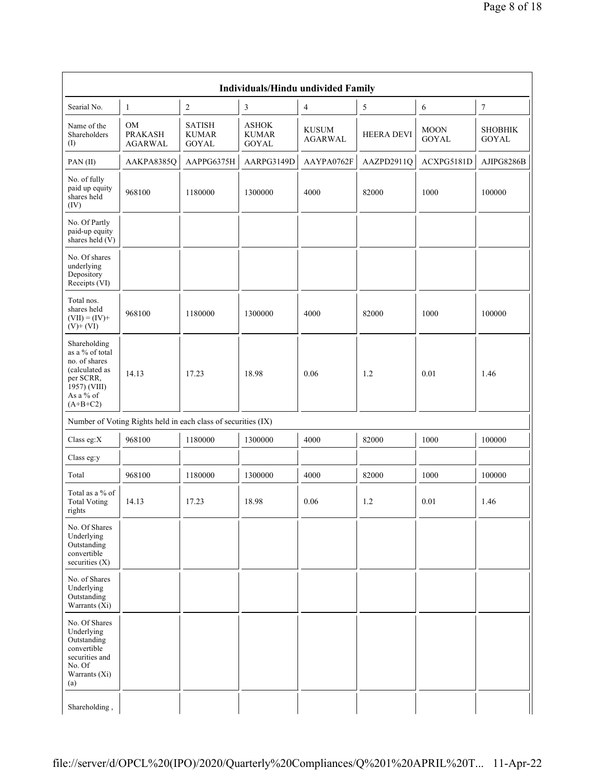| Individuals/Hindu undivided Family | | | | | | | |
|---|---|---|---|---|---|---|---|
| Searial No. | 1 | 2 | 3 | 4 | 5 | 6 | 7 |
| Name of the Shareholders (I) | OM PRAKASH AGARWAL | SATISH KUMAR GOYAL | ASHOK KUMAR GOYAL | KUSUM AGARWAL | HEERA DEVI | MOON GOYAL | SHOBHIK GOYAL |
| PAN (II) | AAKPA8385Q | AAPPG6375H | AARPG3149D | AAYPA0762F | AAZPD2911Q | ACXPG5181D | AJIPG8286B |
| No. of fully paid up equity shares held (IV) | 968100 | 1180000 | 1300000 | 4000 | 82000 | 1000 | 100000 |
| No. Of Partly paid-up equity shares held (V) | | | | | | | |
| No. Of shares underlying Depository Receipts (VI) | | | | | | | |
| Total nos. shares held (VII) = (IV)+ (V)+ (VI) | 968100 | 1180000 | 1300000 | 4000 | 82000 | 1000 | 100000 |
| Shareholding as a % of total no. of shares (calculated as per SCRR, 1957) (VIII) As a % of (A+B+C2) | 14.13 | 17.23 | 18.98 | 0.06 | 1.2 | 0.01 | 1.46 |
| Number of Voting Rights held in each class of securities (IX) | | | | | | | |
| Class eg:X | 968100 | 1180000 | 1300000 | 4000 | 82000 | 1000 | 100000 |
| Class eg:y | | | | | | | |
| Total | 968100 | 1180000 | 1300000 | 4000 | 82000 | 1000 | 100000 |
| Total as a % of Total Voting rights | 14.13 | 17.23 | 18.98 | 0.06 | 1.2 | 0.01 | 1.46 |
| No. Of Shares Underlying Outstanding convertible securities (X) | | | | | | | |
| No. of Shares Underlying Outstanding Warrants (Xi) | | | | | | | |
| No. Of Shares Underlying Outstanding convertible securities and No. Of Warrants (Xi) (a) | | | | | | | |
| Shareholding , | | | | | | | |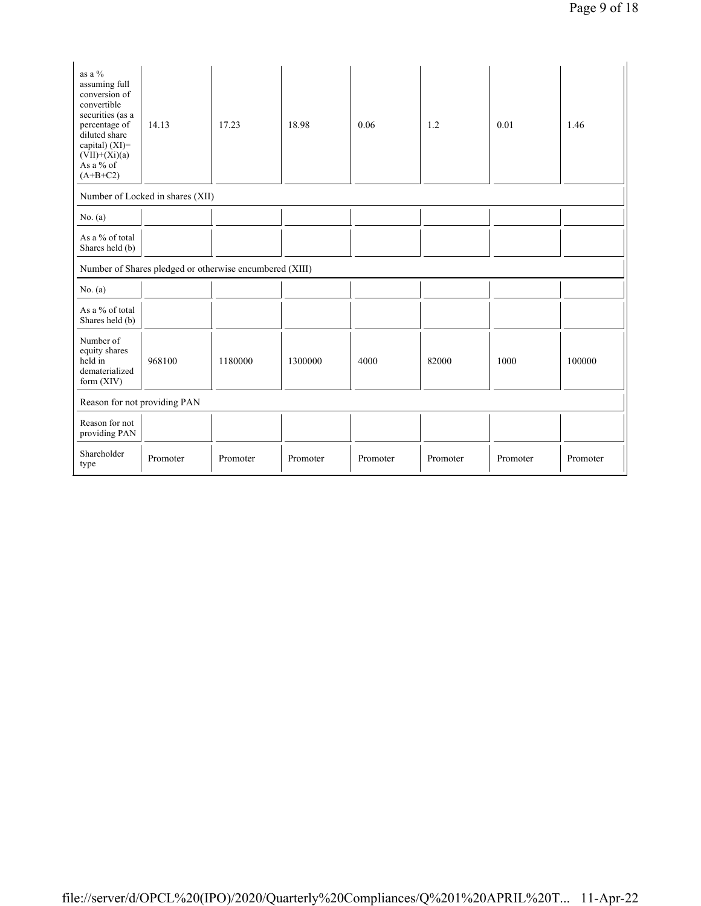| as a % assuming full conversion of convertible securities (as a percentage of diluted share capital) (XI)= (VII)+(Xi)(a) As a % of (A+B+C2) | 14.13 | 17.23 | 18.98 | 0.06 | 1.2 | 0.01 | 1.46 |
|---|---|---|---|---|---|---|---|
| Number of Locked in shares (XII) | | | | | | | |
| No. (a) | | | | | | | |
| As a % of total Shares held (b) | | | | | | | |
| Number of Shares pledged or otherwise encumbered (XIII) | | | | | | | |
| No. (a) | | | | | | | |
| As a % of total Shares held (b) | | | | | | | |
| Number of equity shares held in dematerialized form (XIV) | 968100 | 1180000 | 1300000 | 4000 | 82000 | 1000 | 100000 |
| Reason for not providing PAN | | | | | | | |
| Reason for not providing PAN | | | | | | | |
| Shareholder type | Promoter | Promoter | Promoter | Promoter | Promoter | Promoter | Promoter |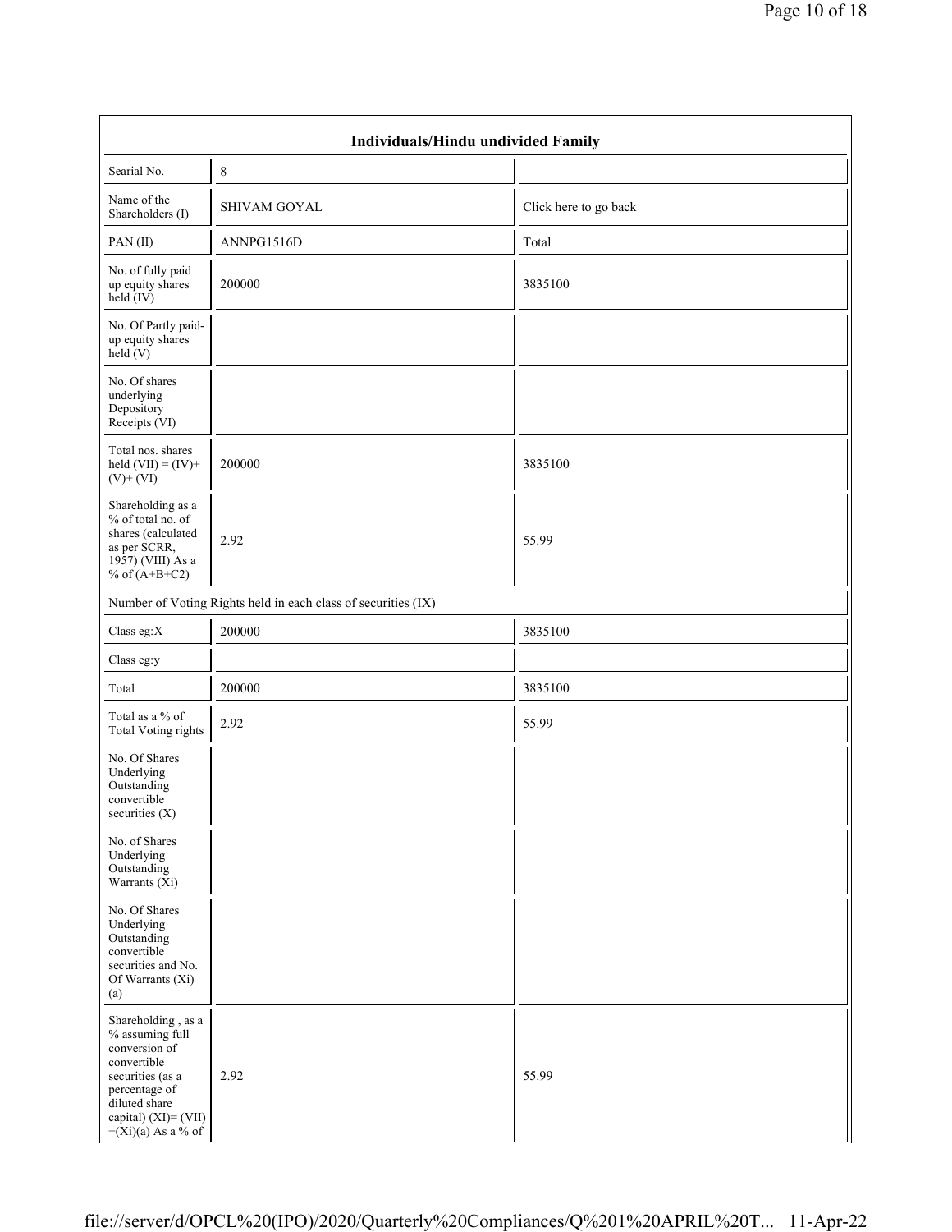| Individuals/Hindu undivided Family | | |
|---|---|---|
| Searial No. | 8 | |
| Name of the Shareholders (I) | SHIVAM GOYAL | Click here to go back |
| PAN (II) | ANNPG1516D | Total |
| No. of fully paid up equity shares held (IV) | 200000 | 3835100 |
| No. Of Partly paid-up equity shares held (V) | | |
| No. Of shares underlying Depository Receipts (VI) | | |
| Total nos. shares held (VII) = (IV)+ (V)+ (VI) | 200000 | 3835100 |
| Shareholding as a % of total no. of shares (calculated as per SCRR, 1957) (VIII) As a % of (A+B+C2) | 2.92 | 55.99 |
| Number of Voting Rights held in each class of securities (IX) | | |
| Class eg:X | 200000 | 3835100 |
| Class eg:y | | |
| Total | 200000 | 3835100 |
| Total as a % of Total Voting rights | 2.92 | 55.99 |
| No. Of Shares Underlying Outstanding convertible securities (X) | | |
| No. of Shares Underlying Outstanding Warrants (Xi) | | |
| No. Of Shares Underlying Outstanding convertible securities and No. Of Warrants (Xi) (a) | | |
| Shareholding , as a % assuming full conversion of convertible securities (as a percentage of diluted share capital) (XI)= (VII) +(Xi)(a) As a % of | 2.92 | 55.99 |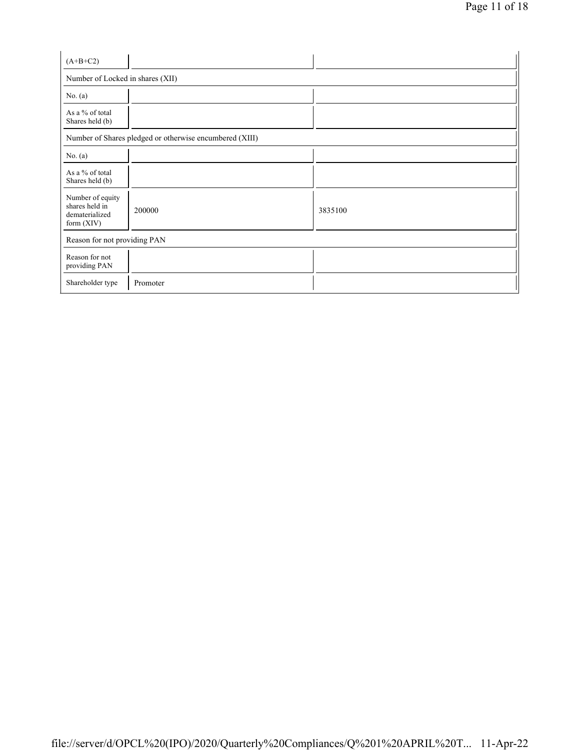| (A+B+C2) | | |
|---|---|---|
| Number of Locked in shares (XII) | | |
| No. (a) | | |
| As a % of total Shares held (b) | | |
| Number of Shares pledged or otherwise encumbered (XIII) | | |
| No. (a) | | |
| As a % of total Shares held (b) | | |
| Number of equity shares held in dematerialized form (XIV) | 200000 | 3835100 |
| Reason for not providing PAN | | |
| Reason for not providing PAN | | |
| Shareholder type | Promoter | |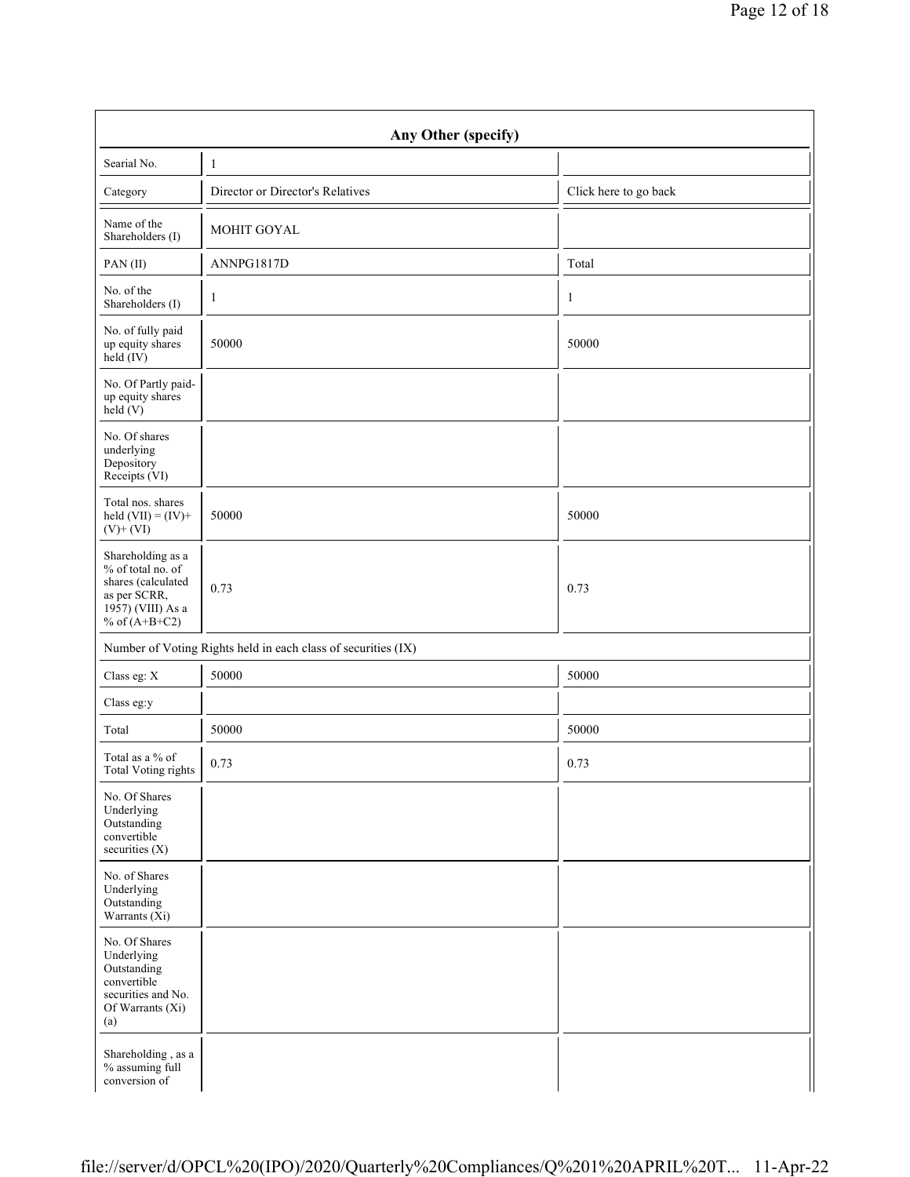| Any Other (specify) | | |
|---|---|---|
| Searial No. | 1 | |
| Category | Director or Director's Relatives | Click here to go back |
| Name of the Shareholders (I) | MOHIT GOYAL | |
| PAN (II) | ANNPG1817D | Total |
| No. of the Shareholders (I) | 1 | 1 |
| No. of fully paid up equity shares held (IV) | 50000 | 50000 |
| No. Of Partly paid-up equity shares held (V) | | |
| No. Of shares underlying Depository Receipts (VI) | | |
| Total nos. shares held (VII) = (IV)+ (V)+ (VI) | 50000 | 50000 |
| Shareholding as a % of total no. of shares (calculated as per SCRR, 1957) (VIII) As a % of (A+B+C2) | 0.73 | 0.73 |
| Number of Voting Rights held in each class of securities (IX) | | |
| Class eg: X | 50000 | 50000 |
| Class eg:y | | |
| Total | 50000 | 50000 |
| Total as a % of Total Voting rights | 0.73 | 0.73 |
| No. Of Shares Underlying Outstanding convertible securities (X) | | |
| No. of Shares Underlying Outstanding Warrants (Xi) | | |
| No. Of Shares Underlying Outstanding convertible securities and No. Of Warrants (Xi) (a) | | |
| Shareholding , as a % assuming full conversion of | | |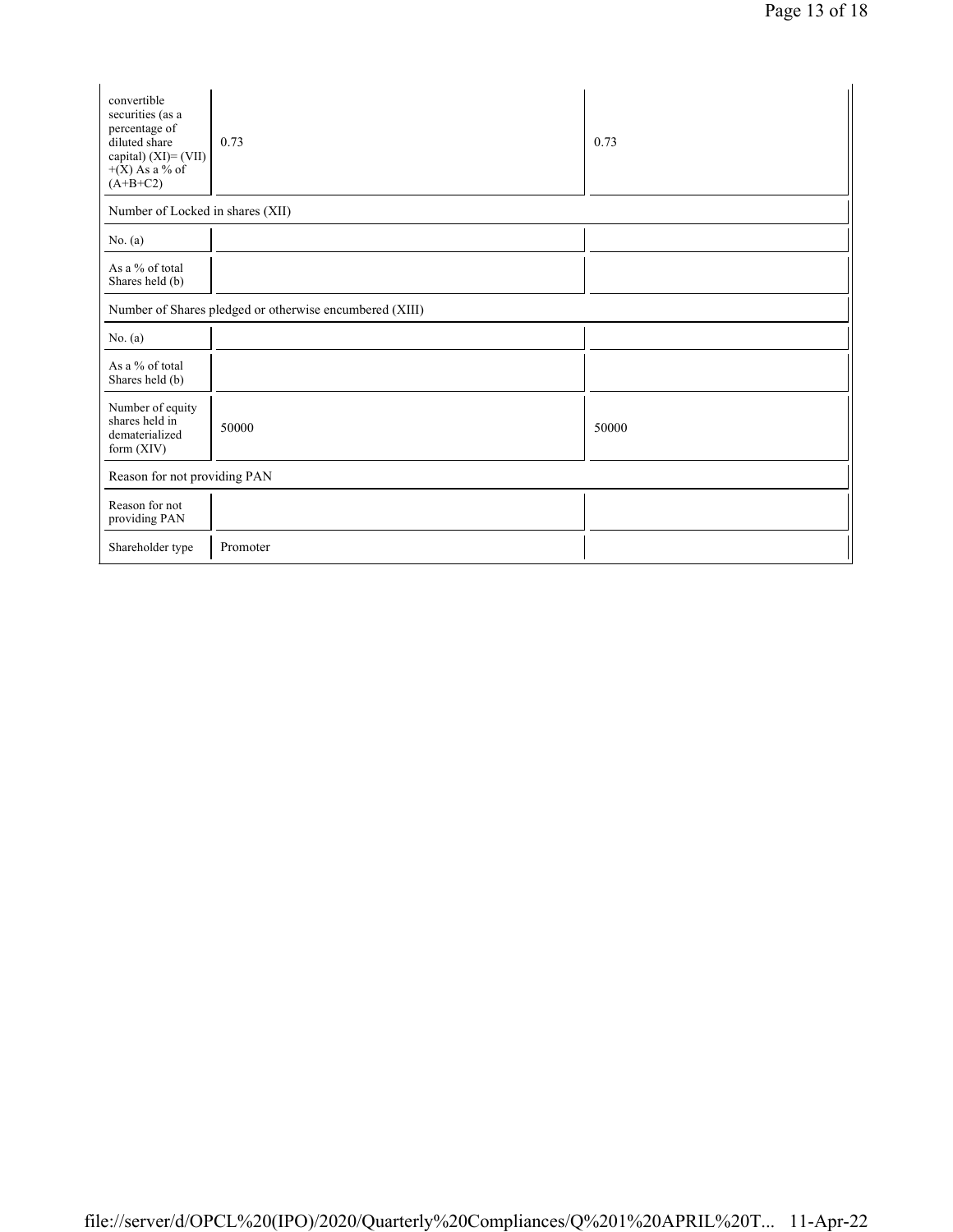| convertible securities (as a percentage of diluted share capital) (XI)= (VII)+(X) As a % of (A+B+C2) | 0.73 | 0.73 |
|---|---|---|
| Number of Locked in shares (XII) | | |
| No. (a) | | |
| As a % of total Shares held (b) | | |
| Number of Shares pledged or otherwise encumbered (XIII) | | |
| No. (a) | | |
| As a % of total Shares held (b) | | |
| Number of equity shares held in dematerialized form (XIV) | 50000 | 50000 |
| Reason for not providing PAN | | |
| Reason for not providing PAN | | |
| Shareholder type | Promoter | |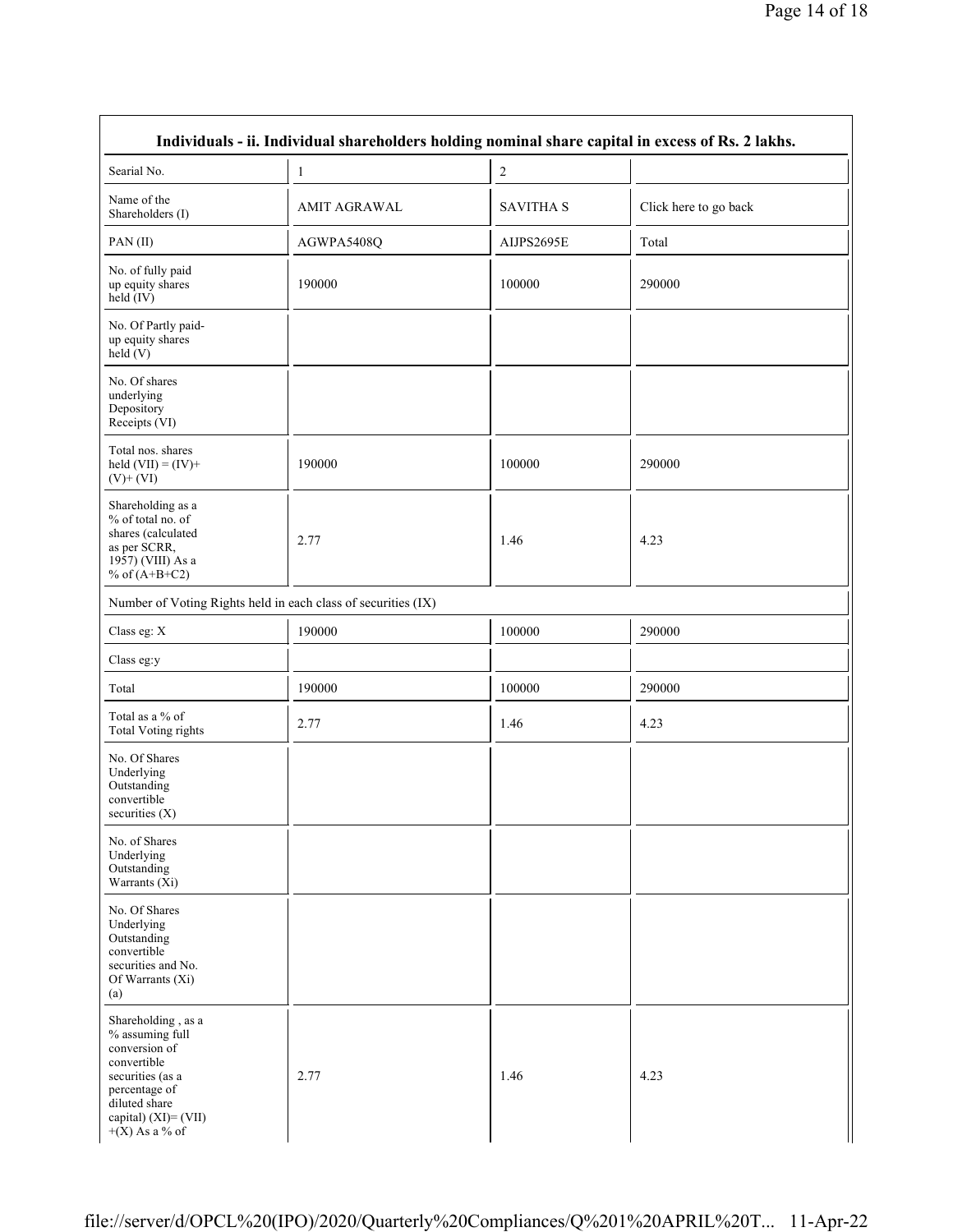| Individuals - ii. Individual shareholders holding nominal share capital in excess of Rs. 2 lakhs. | | | |
|---|---|---|---|
| Searial No. | 1 | 2 | |
| Name of the Shareholders (I) | AMIT AGRAWAL | SAVITHA S | Click here to go back |
| PAN (II) | AGWPA5408Q | AIJPS2695E | Total |
| No. of fully paid up equity shares held (IV) | 190000 | 100000 | 290000 |
| No. Of Partly paid-up equity shares held (V) | | | |
| No. Of shares underlying Depository Receipts (VI) | | | |
| Total nos. shares held (VII) = (IV)+ (V)+ (VI) | 190000 | 100000 | 290000 |
| Shareholding as a % of total no. of shares (calculated as per SCRR, 1957) (VIII) As a % of (A+B+C2) | 2.77 | 1.46 | 4.23 |
| Number of Voting Rights held in each class of securities (IX) | | | |
| Class eg: X | 190000 | 100000 | 290000 |
| Class eg:y | | | |
| Total | 190000 | 100000 | 290000 |
| Total as a % of Total Voting rights | 2.77 | 1.46 | 4.23 |
| No. Of Shares Underlying Outstanding convertible securities (X) | | | |
| No. of Shares Underlying Outstanding Warrants (Xi) | | | |
| No. Of Shares Underlying Outstanding convertible securities and No. Of Warrants (Xi) (a) | | | |
| Shareholding , as a % assuming full conversion of convertible securities (as a percentage of diluted share capital) (XI)= (VII) +(X) As a % of | 2.77 | 1.46 | 4.23 |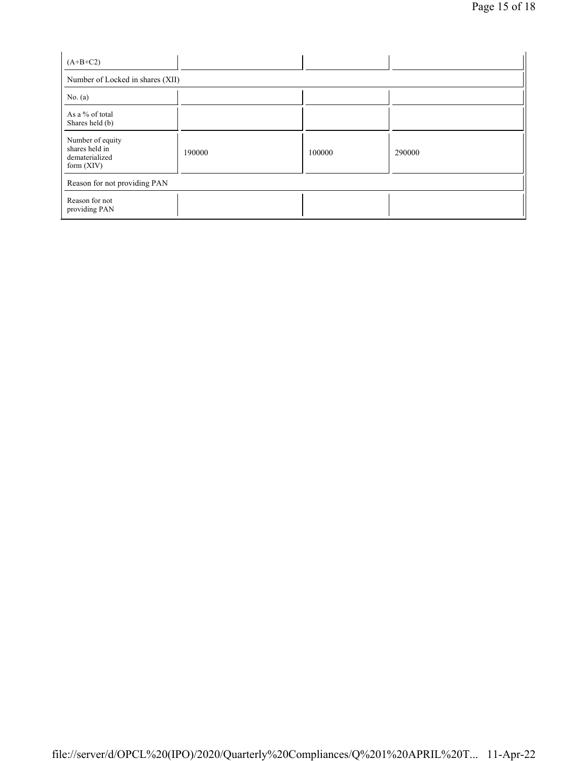| (A+B+C2) | | | |
|---|---|---|---|
| Number of Locked in shares (XII) | | | |
| No. (a) | | | |
| As a % of total Shares held (b) | | | |
| Number of equity shares held in dematerialized form (XIV) | 190000 | 100000 | 290000 |
| Reason for not providing PAN | | | |
| Reason for not providing PAN | | | |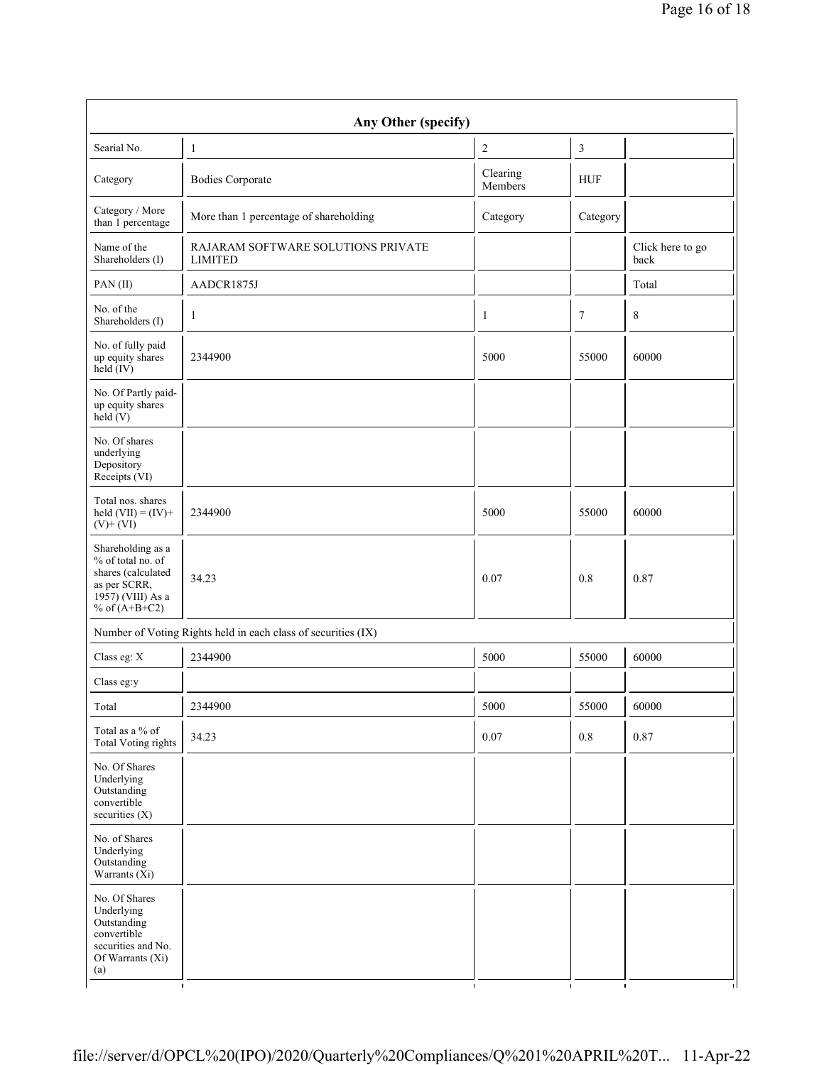| Any Other (specify) | | | | |
|---|---|---|---|---|
| Searial No. | 1 | 2 | 3 | |
| Category | Bodies Corporate | Clearing Members | HUF | |
| Category / More than 1 percentage | More than 1 percentage of shareholding | Category | Category | |
| Name of the Shareholders (I) | RAJARAM SOFTWARE SOLUTIONS PRIVATE LIMITED | | | Click here to go back |
| PAN (II) | AADCR1875J | | | Total |
| No. of the Shareholders (I) | 1 | 1 | 7 | 8 |
| No. of fully paid up equity shares held (IV) | 2344900 | 5000 | 55000 | 60000 |
| No. Of Partly paid-up equity shares held (V) | | | | |
| No. Of shares underlying Depository Receipts (VI) | | | | |
| Total nos. shares held (VII) = (IV)+ (V)+ (VI) | 2344900 | 5000 | 55000 | 60000 |
| Shareholding as a % of total no. of shares (calculated as per SCRR, 1957) (VIII) As a % of (A+B+C2) | 34.23 | 0.07 | 0.8 | 0.87 |
| Number of Voting Rights held in each class of securities (IX) | | | | |
| Class eg: X | 2344900 | 5000 | 55000 | 60000 |
| Class eg:y | | | | |
| Total | 2344900 | 5000 | 55000 | 60000 |
| Total as a % of Total Voting rights | 34.23 | 0.07 | 0.8 | 0.87 |
| No. Of Shares Underlying Outstanding convertible securities (X) | | | | |
| No. of Shares Underlying Outstanding Warrants (Xi) | | | | |
| No. Of Shares Underlying Outstanding convertible securities and No. Of Warrants (Xi) (a) | | | | |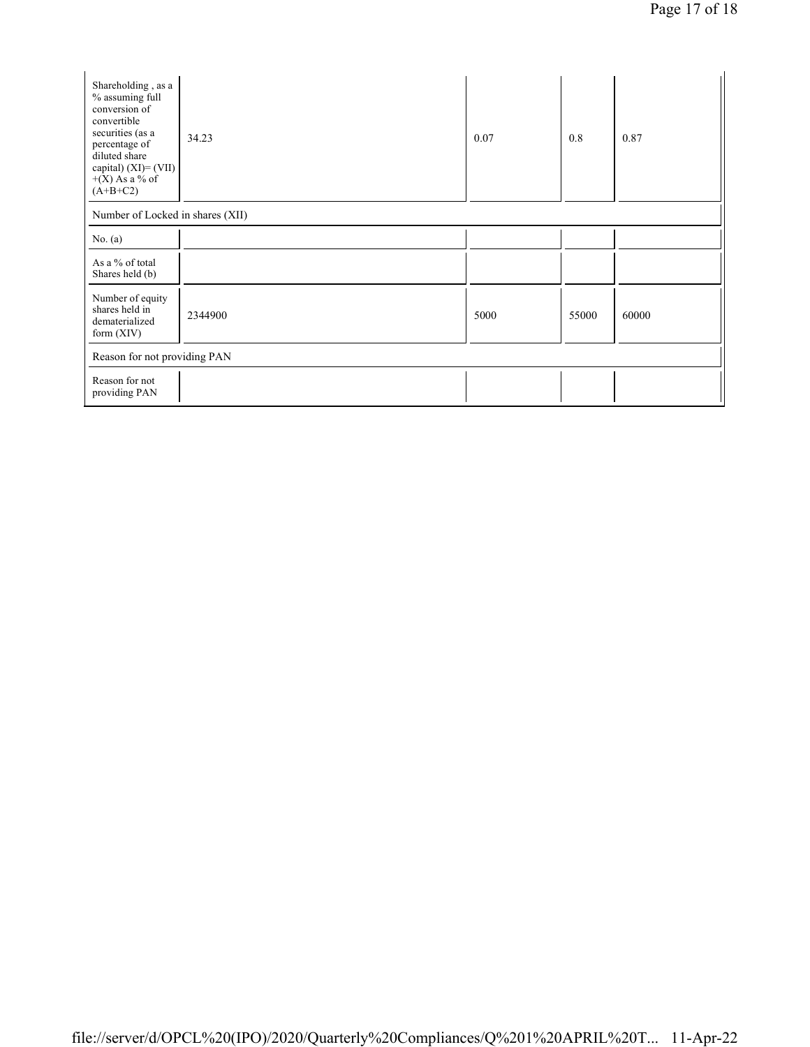| | | | | |
|---|---|---|---|---|
| Shareholding , as a % assuming full conversion of convertible securities (as a percentage of diluted share capital) (XI)= (VII) +(X) As a % of (A+B+C2) | 34.23 | 0.07 | 0.8 | 0.87 |
| Number of Locked in shares (XII) | | | | |
| No. (a) | | | | |
| As a % of total Shares held (b) | | | | |
| Number of equity shares held in dematerialized form (XIV) | 2344900 | 5000 | 55000 | 60000 |
| Reason for not providing PAN | | | | |
| Reason for not providing PAN | | | | |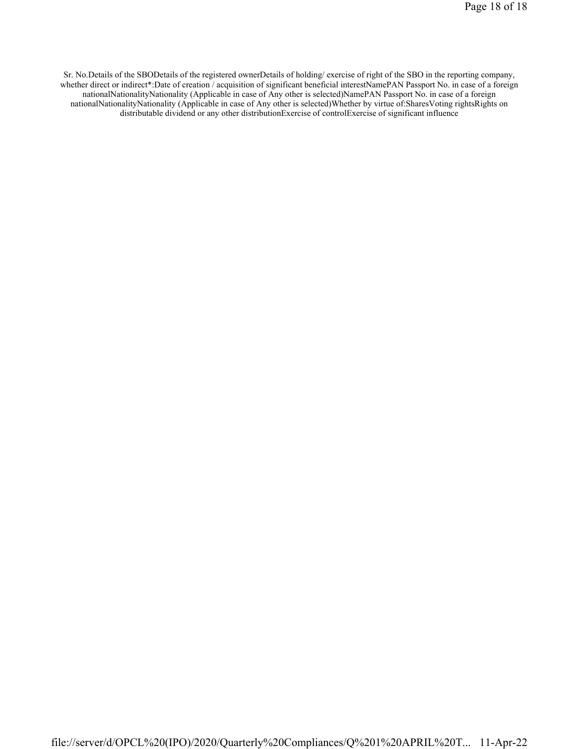Sr. No.Details of the SBODetails of the registered ownerDetails of holding/ exercise of right of the SBO in the reporting company, whether direct or indirect*:Date of creation / acquisition of significant beneficial interestNamePAN Passport No. in case of a foreign nationalNationalityNationality (Applicable in case of Any other is selected)NamePAN Passport No. in case of a foreign nationalNationalityNationality (Applicable in case of Any other is selected)Whether by virtue of:SharesVoting rightsRights on distributable dividend or any other distributionExercise of controlExercise of significant influence